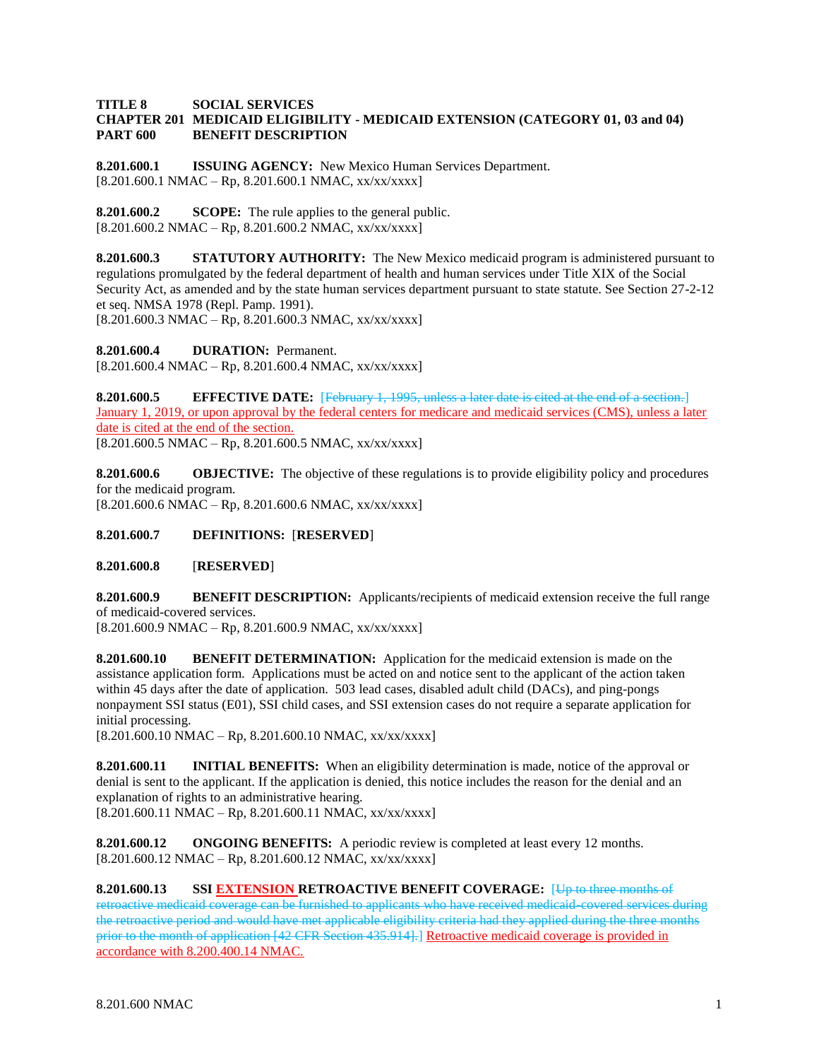**TITLE 8 SOCIAL SERVICES**
**CHAPTER 201 MEDICAID ELIGIBILITY - MEDICAID EXTENSION (CATEGORY 01, 03 and 04)**
**PART 600 BENEFIT DESCRIPTION**

**8.201.600.1 ISSUING AGENCY:** New Mexico Human Services Department.
[8.201.600.1 NMAC – Rp, 8.201.600.1 NMAC, xx/xx/xxxx]

**8.201.600.2 SCOPE:** The rule applies to the general public.
[8.201.600.2 NMAC – Rp, 8.201.600.2 NMAC, xx/xx/xxxx]

**8.201.600.3 STATUTORY AUTHORITY:** The New Mexico medicaid program is administered pursuant to regulations promulgated by the federal department of health and human services under Title XIX of the Social Security Act, as amended and by the state human services department pursuant to state statute. See Section 27-2-12 et seq. NMSA 1978 (Repl. Pamp. 1991).
[8.201.600.3 NMAC – Rp, 8.201.600.3 NMAC, xx/xx/xxxx]

**8.201.600.4 DURATION:** Permanent.
[8.201.600.4 NMAC – Rp, 8.201.600.4 NMAC, xx/xx/xxxx]

**8.201.600.5 EFFECTIVE DATE:** [~~February 1, 1995, unless a later date is cited at the end of a section.~~] January 1, 2019, or upon approval by the federal centers for medicare and medicaid services (CMS), unless a later date is cited at the end of the section.
[8.201.600.5 NMAC – Rp, 8.201.600.5 NMAC, xx/xx/xxxx]

**8.201.600.6 OBJECTIVE:** The objective of these regulations is to provide eligibility policy and procedures for the medicaid program.
[8.201.600.6 NMAC – Rp, 8.201.600.6 NMAC, xx/xx/xxxx]

**8.201.600.7 DEFINITIONS:** [**RESERVED**]

**8.201.600.8** [**RESERVED**]

**8.201.600.9 BENEFIT DESCRIPTION:** Applicants/recipients of medicaid extension receive the full range of medicaid-covered services.
[8.201.600.9 NMAC – Rp, 8.201.600.9 NMAC, xx/xx/xxxx]

**8.201.600.10 BENEFIT DETERMINATION:** Application for the medicaid extension is made on the assistance application form. Applications must be acted on and notice sent to the applicant of the action taken within 45 days after the date of application. 503 lead cases, disabled adult child (DACs), and ping-pongs nonpayment SSI status (E01), SSI child cases, and SSI extension cases do not require a separate application for initial processing.
[8.201.600.10 NMAC – Rp, 8.201.600.10 NMAC, xx/xx/xxxx]

**8.201.600.11 INITIAL BENEFITS:** When an eligibility determination is made, notice of the approval or denial is sent to the applicant. If the application is denied, this notice includes the reason for the denial and an explanation of rights to an administrative hearing.
[8.201.600.11 NMAC – Rp, 8.201.600.11 NMAC, xx/xx/xxxx]

**8.201.600.12 ONGOING BENEFITS:** A periodic review is completed at least every 12 months.
[8.201.600.12 NMAC – Rp, 8.201.600.12 NMAC, xx/xx/xxxx]

**8.201.600.13 SSI EXTENSION RETROACTIVE BENEFIT COVERAGE:** [~~Up to three months of retroactive medicaid coverage can be furnished to applicants who have received medicaid-covered services during the retroactive period and would have met applicable eligibility criteria had they applied during the three months prior to the month of application [42 CFR Section 435.914].~~] Retroactive medicaid coverage is provided in accordance with 8.200.400.14 NMAC.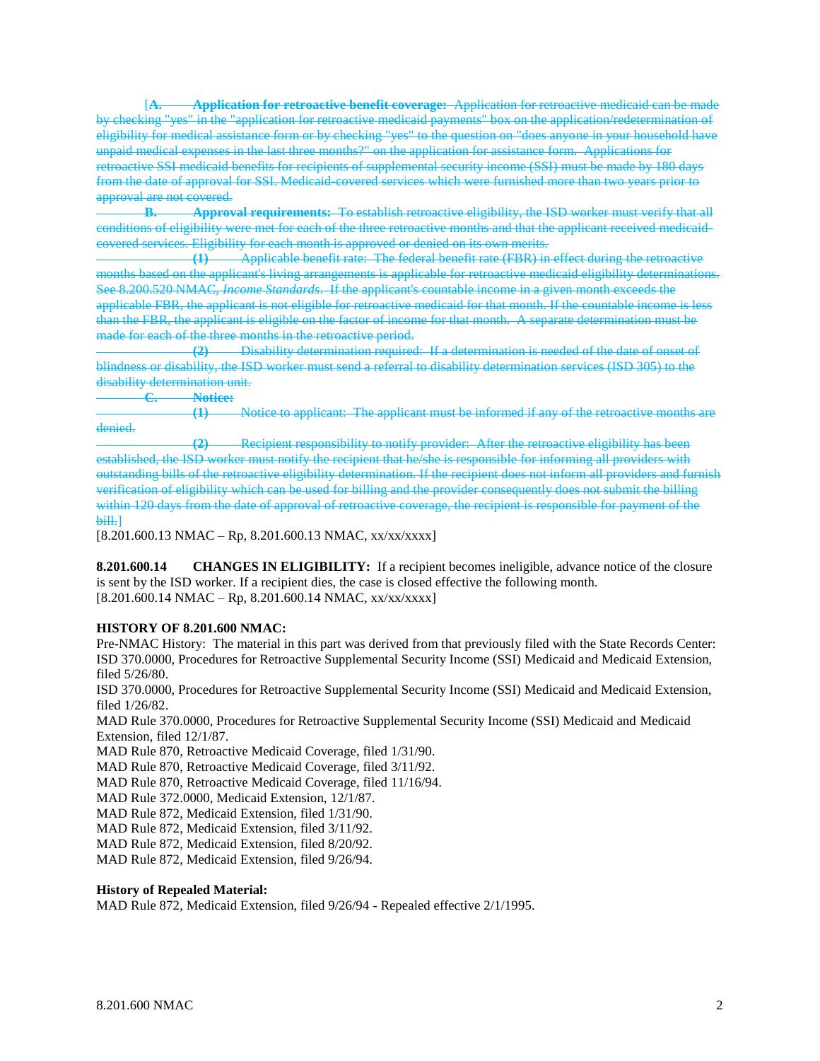[~~**A. Application for retroactive benefit coverage:** Application for retroactive medicaid can be made by checking "yes" in the "application for retroactive medicaid payments" box on the application/redetermination of eligibility for medical assistance form or by checking "yes" to the question on "does anyone in your household have unpaid medical expenses in the last three months?" on the application for assistance form. Applications for retroactive SSI medicaid benefits for recipients of supplemental security income (SSI) must be made by 180 days from the date of approval for SSI. Medicaid-covered services which were furnished more than two years prior to approval are not covered.~~

~~**B. Approval requirements:** To establish retroactive eligibility, the ISD worker must verify that all conditions of eligibility were met for each of the three retroactive months and that the applicant received medicaid-covered services. Eligibility for each month is approved or denied on its own merits.~~

~~**(1)** Applicable benefit rate: The federal benefit rate (FBR) in effect during the retroactive months based on the applicant's living arrangements is applicable for retroactive medicaid eligibility determinations. See 8.200.520 NMAC, *Income Standards*. If the applicant's countable income in a given month exceeds the applicable FBR, the applicant is not eligible for retroactive medicaid for that month. If the countable income is less than the FBR, the applicant is eligible on the factor of income for that month. A separate determination must be made for each of the three months in the retroactive period.~~

~~**(2)** Disability determination required: If a determination is needed of the date of onset of blindness or disability, the ISD worker must send a referral to disability determination services (ISD 305) to the disability determination unit.~~

~~**C. Notice:**~~

~~**(1)** Notice to applicant: The applicant must be informed if any of the retroactive months are denied.~~

~~**(2)** Recipient responsibility to notify provider: After the retroactive eligibility has been established, the ISD worker must notify the recipient that he/she is responsible for informing all providers with outstanding bills of the retroactive eligibility determination. If the recipient does not inform all providers and furnish verification of eligibility which can be used for billing and the provider consequently does not submit the billing within 120 days from the date of approval of retroactive coverage, the recipient is responsible for payment of the bill.~~]

[8.201.600.13 NMAC – Rp, 8.201.600.13 NMAC, xx/xx/xxxx]

**8.201.600.14 CHANGES IN ELIGIBILITY:** If a recipient becomes ineligible, advance notice of the closure is sent by the ISD worker. If a recipient dies, the case is closed effective the following month.
[8.201.600.14 NMAC – Rp, 8.201.600.14 NMAC, xx/xx/xxxx]

**HISTORY OF 8.201.600 NMAC:**

Pre-NMAC History: The material in this part was derived from that previously filed with the State Records Center:
ISD 370.0000, Procedures for Retroactive Supplemental Security Income (SSI) Medicaid and Medicaid Extension, filed 5/26/80.
ISD 370.0000, Procedures for Retroactive Supplemental Security Income (SSI) Medicaid and Medicaid Extension, filed 1/26/82.
MAD Rule 370.0000, Procedures for Retroactive Supplemental Security Income (SSI) Medicaid and Medicaid Extension, filed 12/1/87.
MAD Rule 870, Retroactive Medicaid Coverage, filed 1/31/90.
MAD Rule 870, Retroactive Medicaid Coverage, filed 3/11/92.
MAD Rule 870, Retroactive Medicaid Coverage, filed 11/16/94.
MAD Rule 372.0000, Medicaid Extension, 12/1/87.
MAD Rule 872, Medicaid Extension, filed 1/31/90.
MAD Rule 872, Medicaid Extension, filed 3/11/92.
MAD Rule 872, Medicaid Extension, filed 8/20/92.
MAD Rule 872, Medicaid Extension, filed 9/26/94.

**History of Repealed Material:**

MAD Rule 872, Medicaid Extension, filed 9/26/94 - Repealed effective 2/1/1995.